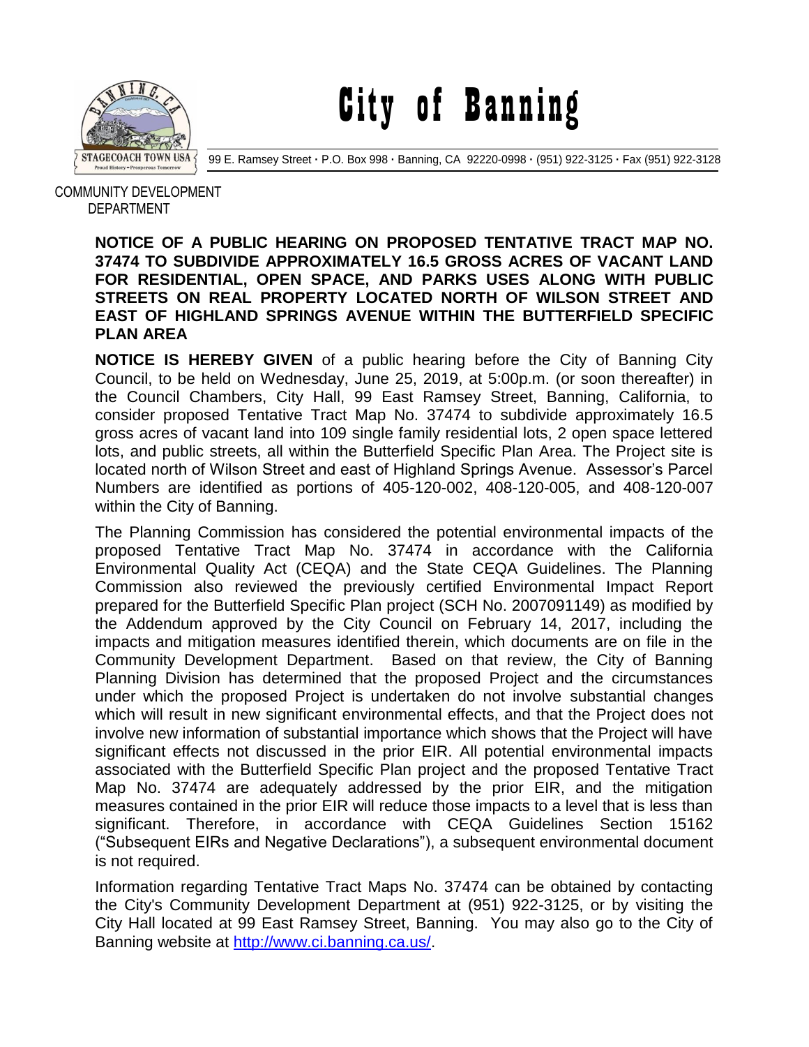# City of Banning

99 E. Ramsey Street · P.O. Box 998 · Banning, CA 92220-0998 · (951) 922-3125 · Fax (951) 922-3128

COMMUNITY DEVELOPMENT DEPARTMENT

**NOTICE OF A PUBLIC HEARING ON PROPOSED TENTATIVE TRACT MAP NO. 37474 TO SUBDIVIDE APPROXIMATELY 16.5 GROSS ACRES OF VACANT LAND FOR RESIDENTIAL, OPEN SPACE, AND PARKS USES ALONG WITH PUBLIC STREETS ON REAL PROPERTY LOCATED NORTH OF WILSON STREET AND EAST OF HIGHLAND SPRINGS AVENUE WITHIN THE BUTTERFIELD SPECIFIC PLAN AREA**

**NOTICE IS HEREBY GIVEN** of a public hearing before the City of Banning City Council, to be held on Wednesday, June 25, 2019, at 5:00p.m. (or soon thereafter) in the Council Chambers, City Hall, 99 East Ramsey Street, Banning, California, to consider proposed Tentative Tract Map No. 37474 to subdivide approximately 16.5 gross acres of vacant land into 109 single family residential lots, 2 open space lettered lots, and public streets, all within the Butterfield Specific Plan Area. The Project site is located north of Wilson Street and east of Highland Springs Avenue. Assessor's Parcel Numbers are identified as portions of 405-120-002, 408-120-005, and 408-120-007 within the City of Banning.

The Planning Commission has considered the potential environmental impacts of the proposed Tentative Tract Map No. 37474 in accordance with the California Environmental Quality Act (CEQA) and the State CEQA Guidelines. The Planning Commission also reviewed the previously certified Environmental Impact Report prepared for the Butterfield Specific Plan project (SCH No. 2007091149) as modified by the Addendum approved by the City Council on February 14, 2017, including the impacts and mitigation measures identified therein, which documents are on file in the Community Development Department. Based on that review, the City of Banning Planning Division has determined that the proposed Project and the circumstances under which the proposed Project is undertaken do not involve substantial changes which will result in new significant environmental effects, and that the Project does not involve new information of substantial importance which shows that the Project will have significant effects not discussed in the prior EIR. All potential environmental impacts associated with the Butterfield Specific Plan project and the proposed Tentative Tract Map No. 37474 are adequately addressed by the prior EIR, and the mitigation measures contained in the prior EIR will reduce those impacts to a level that is less than significant. Therefore, in accordance with CEQA Guidelines Section 15162 ("Subsequent EIRs and Negative Declarations"), a subsequent environmental document is not required.

Information regarding Tentative Tract Maps No. 37474 can be obtained by contacting the City's Community Development Department at (951) 922-3125, or by visiting the City Hall located at 99 East Ramsey Street, Banning. You may also go to the City of Banning website at http://www.ci.banning.ca.us/.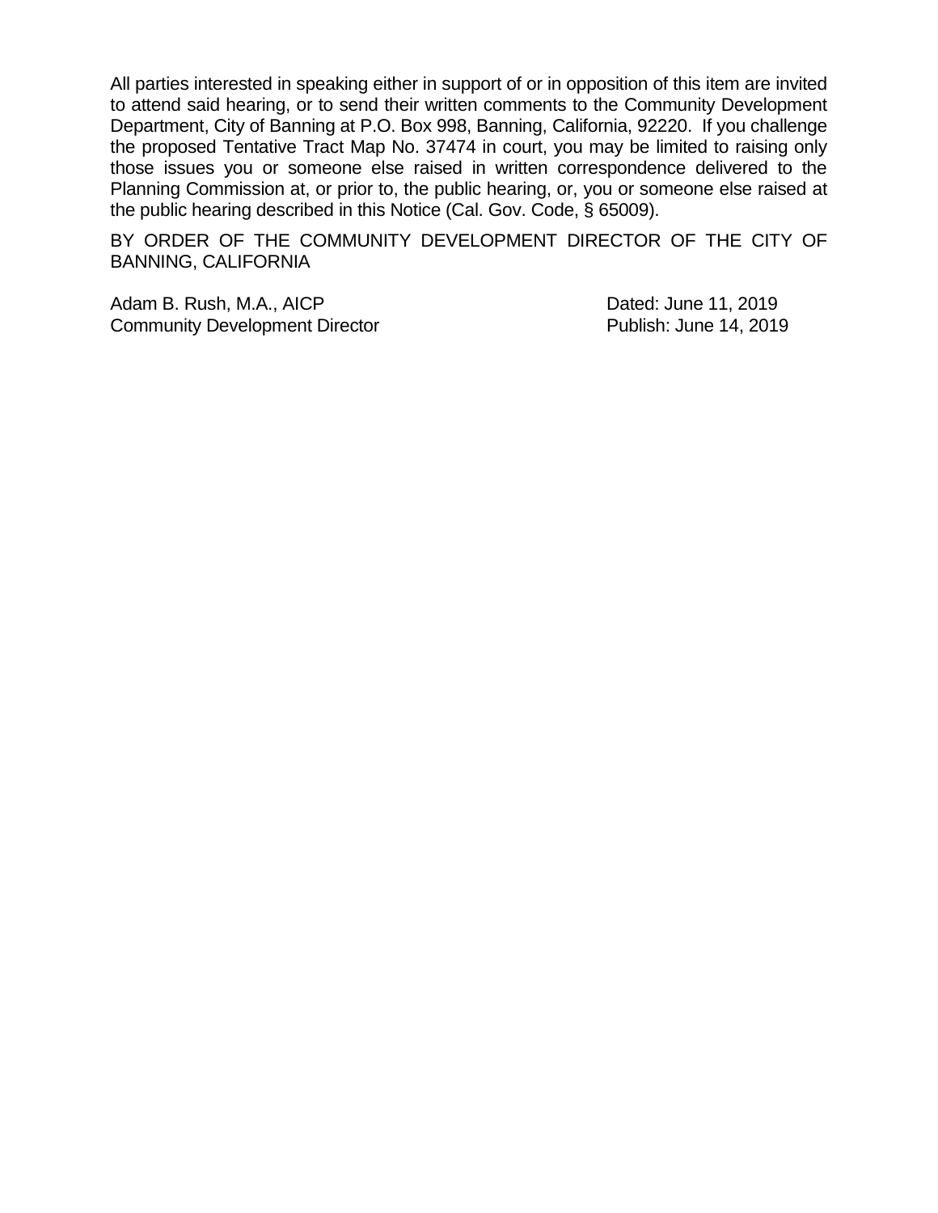All parties interested in speaking either in support of or in opposition of this item are invited to attend said hearing, or to send their written comments to the Community Development Department, City of Banning at P.O. Box 998, Banning, California, 92220. If you challenge the proposed Tentative Tract Map No. 37474 in court, you may be limited to raising only those issues you or someone else raised in written correspondence delivered to the Planning Commission at, or prior to, the public hearing, or, you or someone else raised at the public hearing described in this Notice (Cal. Gov. Code, § 65009).

BY ORDER OF THE COMMUNITY DEVELOPMENT DIRECTOR OF THE CITY OF BANNING, CALIFORNIA

Adam B. Rush, M.A., AICP
Community Development Director

Dated: June 11, 2019
Publish: June 14, 2019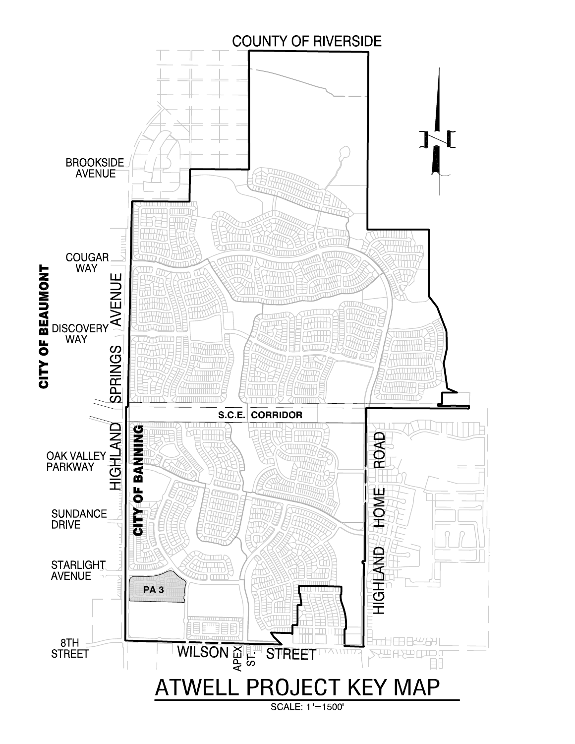COUNTY OF RIVERSIDE

CITY OF BEAUMONT

BROOKSIDE AVENUE

COUGAR WAY

DISCOVERY WAY

HIGHLAND SPRINGS AVENUE

S.C.E. CORRIDOR

OAK VALLEY PARKWAY

CITY OF BANNING

SUNDANCE DRIVE

STARLIGHT AVENUE

PA 3

8TH STREET

WILSON STREET

APEX ST.

HIGHLAND HOME ROAD

# ATWELL PROJECT KEY MAP

SCALE: 1"=1500'